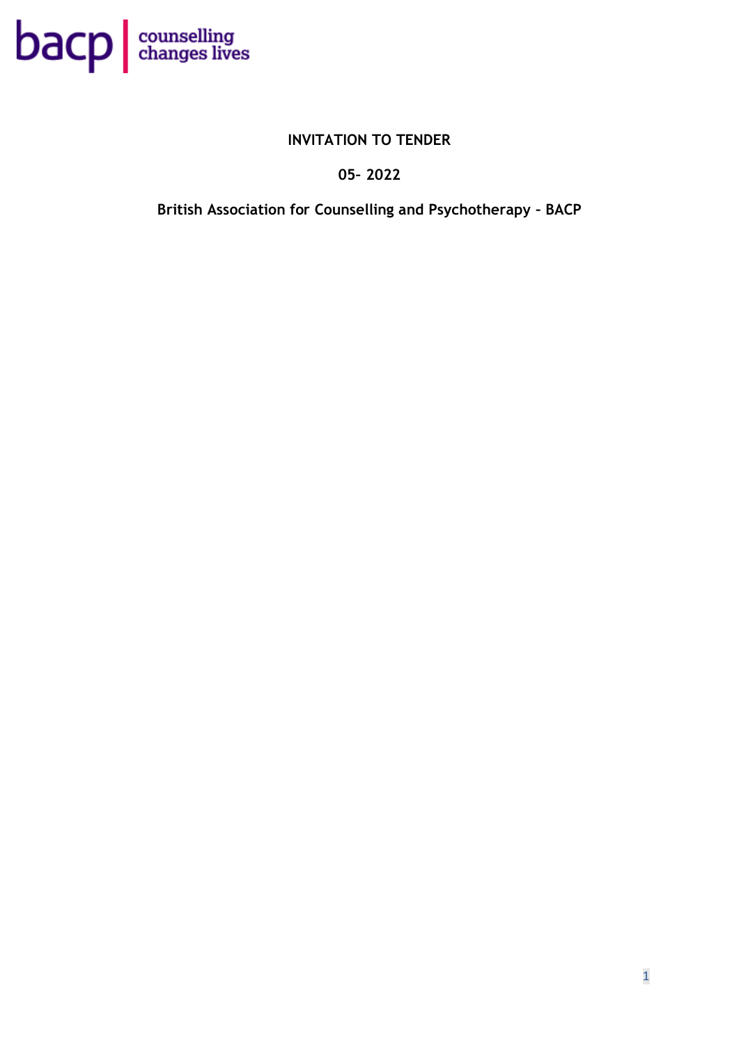bacp | counselling changes lives

# INVITATION TO TENDER

## 05- 2022

## British Association for Counselling and Psychotherapy – BACP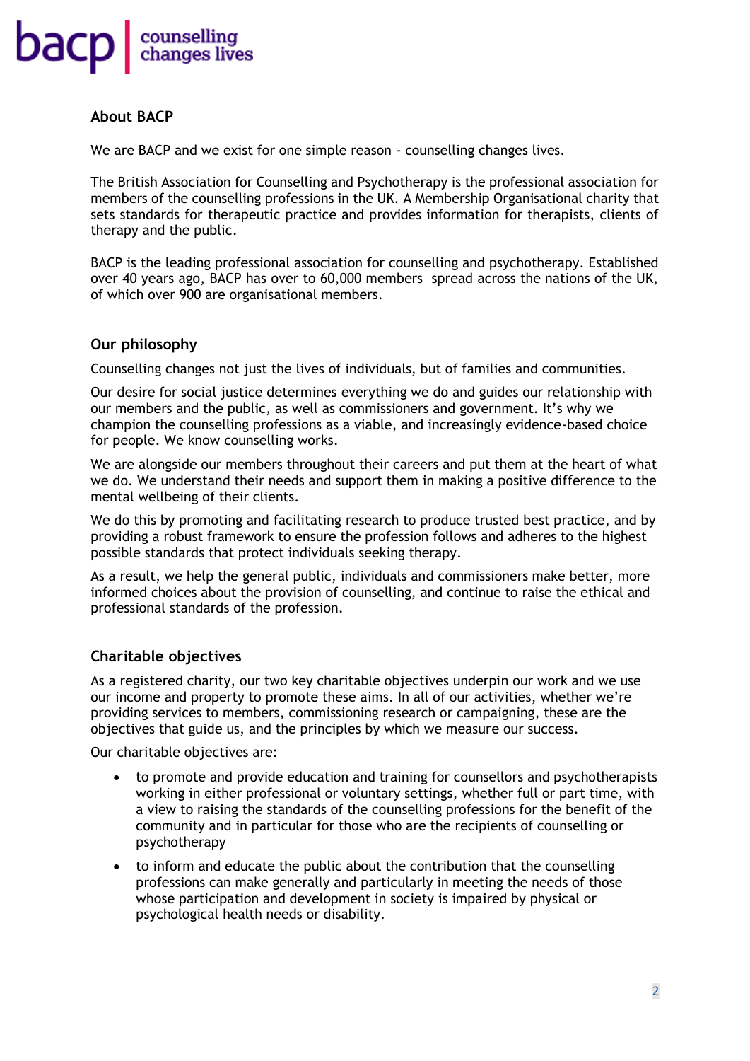bacp | counselling changes lives

## About BACP

We are BACP and we exist for one simple reason - counselling changes lives.

The British Association for Counselling and Psychotherapy is the professional association for members of the counselling professions in the UK. A Membership Organisational charity that sets standards for therapeutic practice and provides information for therapists, clients of therapy and the public.

BACP is the leading professional association for counselling and psychotherapy. Established over 40 years ago, BACP has over to 60,000 members spread across the nations of the UK, of which over 900 are organisational members.

## Our philosophy

Counselling changes not just the lives of individuals, but of families and communities.

Our desire for social justice determines everything we do and guides our relationship with our members and the public, as well as commissioners and government. It's why we champion the counselling professions as a viable, and increasingly evidence-based choice for people. We know counselling works.

We are alongside our members throughout their careers and put them at the heart of what we do. We understand their needs and support them in making a positive difference to the mental wellbeing of their clients.

We do this by promoting and facilitating research to produce trusted best practice, and by providing a robust framework to ensure the profession follows and adheres to the highest possible standards that protect individuals seeking therapy.

As a result, we help the general public, individuals and commissioners make better, more informed choices about the provision of counselling, and continue to raise the ethical and professional standards of the profession.

## Charitable objectives

As a registered charity, our two key charitable objectives underpin our work and we use our income and property to promote these aims. In all of our activities, whether we're providing services to members, commissioning research or campaigning, these are the objectives that guide us, and the principles by which we measure our success.

Our charitable objectives are:

- to promote and provide education and training for counsellors and psychotherapists working in either professional or voluntary settings, whether full or part time, with a view to raising the standards of the counselling professions for the benefit of the community and in particular for those who are the recipients of counselling or psychotherapy
- to inform and educate the public about the contribution that the counselling professions can make generally and particularly in meeting the needs of those whose participation and development in society is impaired by physical or psychological health needs or disability.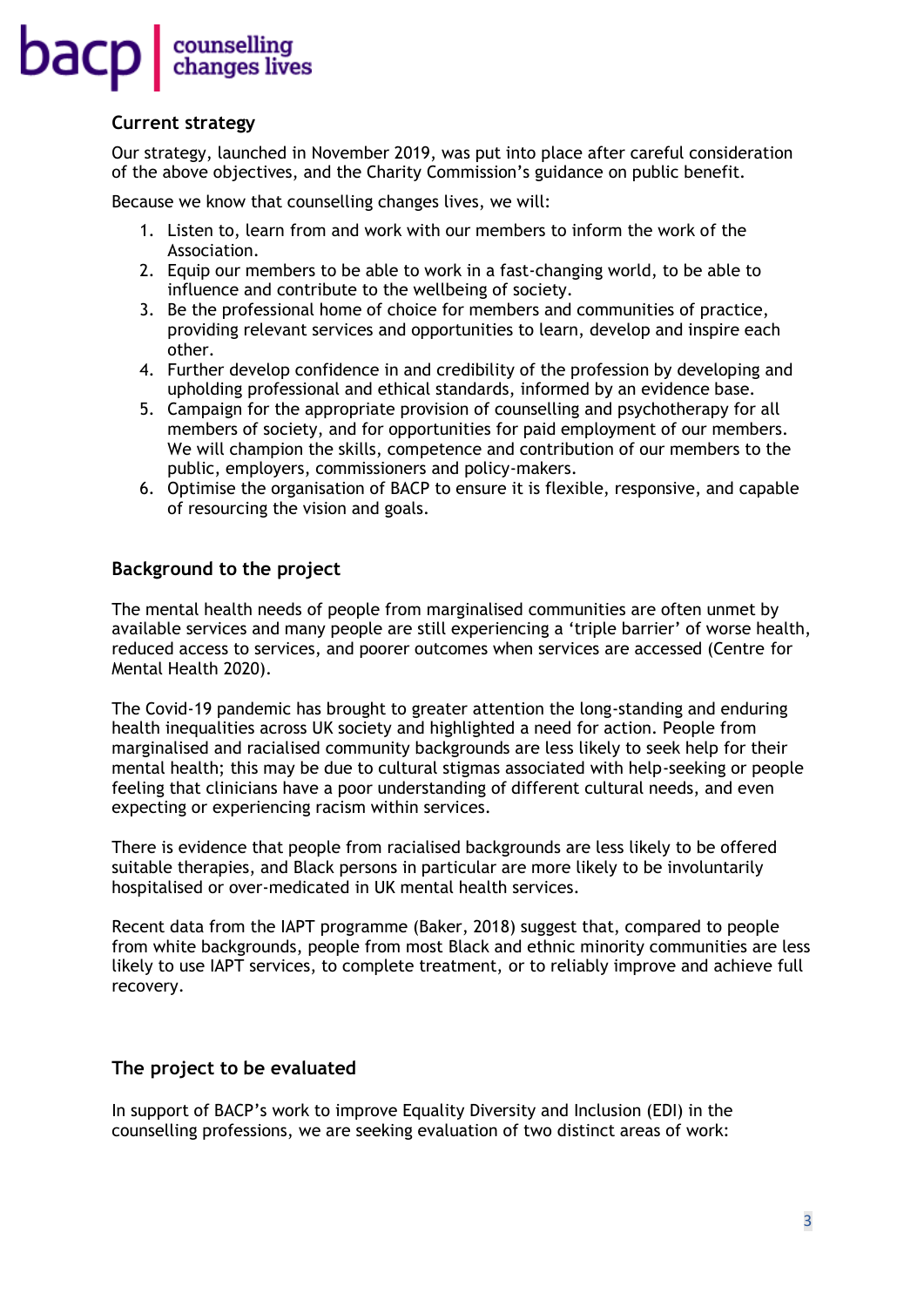## Current strategy

Our strategy, launched in November 2019, was put into place after careful consideration of the above objectives, and the Charity Commission's guidance on public benefit.

Because we know that counselling changes lives, we will:

1. Listen to, learn from and work with our members to inform the work of the Association.
2. Equip our members to be able to work in a fast-changing world, to be able to influence and contribute to the wellbeing of society.
3. Be the professional home of choice for members and communities of practice, providing relevant services and opportunities to learn, develop and inspire each other.
4. Further develop confidence in and credibility of the profession by developing and upholding professional and ethical standards, informed by an evidence base.
5. Campaign for the appropriate provision of counselling and psychotherapy for all members of society, and for opportunities for paid employment of our members. We will champion the skills, competence and contribution of our members to the public, employers, commissioners and policy-makers.
6. Optimise the organisation of BACP to ensure it is flexible, responsive, and capable of resourcing the vision and goals.

## Background to the project

The mental health needs of people from marginalised communities are often unmet by available services and many people are still experiencing a 'triple barrier' of worse health, reduced access to services, and poorer outcomes when services are accessed (Centre for Mental Health 2020).

The Covid-19 pandemic has brought to greater attention the long-standing and enduring health inequalities across UK society and highlighted a need for action. People from marginalised and racialised community backgrounds are less likely to seek help for their mental health; this may be due to cultural stigmas associated with help-seeking or people feeling that clinicians have a poor understanding of different cultural needs, and even expecting or experiencing racism within services.

There is evidence that people from racialised backgrounds are less likely to be offered suitable therapies, and Black persons in particular are more likely to be involuntarily hospitalised or over-medicated in UK mental health services.

Recent data from the IAPT programme (Baker, 2018) suggest that, compared to people from white backgrounds, people from most Black and ethnic minority communities are less likely to use IAPT services, to complete treatment, or to reliably improve and achieve full recovery.

## The project to be evaluated

In support of BACP's work to improve Equality Diversity and Inclusion (EDI) in the counselling professions, we are seeking evaluation of two distinct areas of work: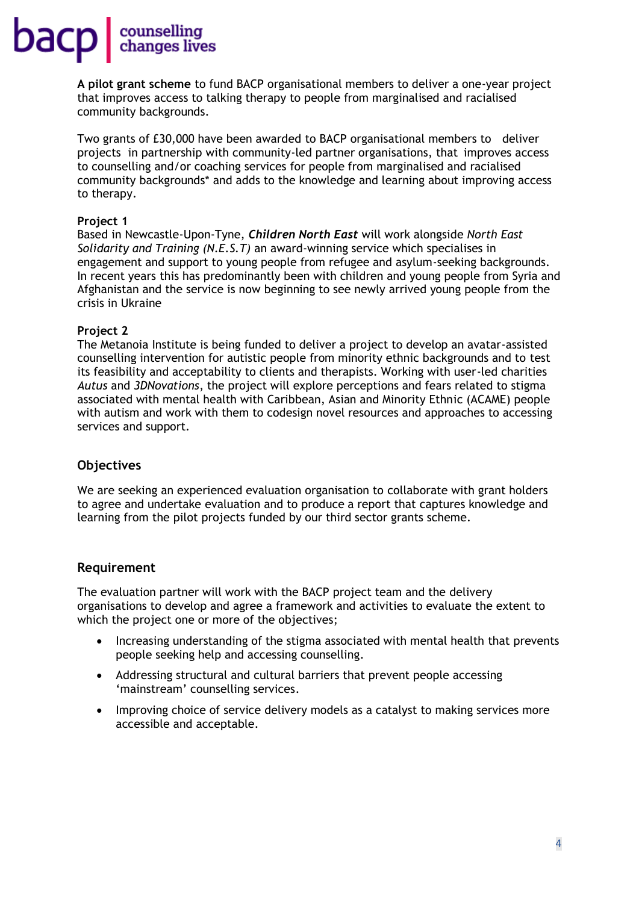**A pilot grant scheme** to fund BACP organisational members to deliver a one-year project that improves access to talking therapy to people from marginalised and racialised community backgrounds.

Two grants of £30,000 have been awarded to BACP organisational members to deliver projects in partnership with community-led partner organisations, that improves access to counselling and/or coaching services for people from marginalised and racialised community backgrounds* and adds to the knowledge and learning about improving access to therapy.

**Project 1**
Based in Newcastle-Upon-Tyne, ***Children North East*** will work alongside *North East Solidarity and Training (N.E.S.T)* an award-winning service which specialises in engagement and support to young people from refugee and asylum-seeking backgrounds. In recent years this has predominantly been with children and young people from Syria and Afghanistan and the service is now beginning to see newly arrived young people from the crisis in Ukraine

**Project 2**
The Metanoia Institute is being funded to deliver a project to develop an avatar-assisted counselling intervention for autistic people from minority ethnic backgrounds and to test its feasibility and acceptability to clients and therapists. Working with user-led charities *Autus* and *3DNovations*, the project will explore perceptions and fears related to stigma associated with mental health with Caribbean, Asian and Minority Ethnic (ACAME) people with autism and work with them to codesign novel resources and approaches to accessing services and support.

## Objectives

We are seeking an experienced evaluation organisation to collaborate with grant holders to agree and undertake evaluation and to produce a report that captures knowledge and learning from the pilot projects funded by our third sector grants scheme.

## Requirement

The evaluation partner will work with the BACP project team and the delivery organisations to develop and agree a framework and activities to evaluate the extent to which the project one or more of the objectives;

- Increasing understanding of the stigma associated with mental health that prevents people seeking help and accessing counselling.
- Addressing structural and cultural barriers that prevent people accessing 'mainstream' counselling services.
- Improving choice of service delivery models as a catalyst to making services more accessible and acceptable.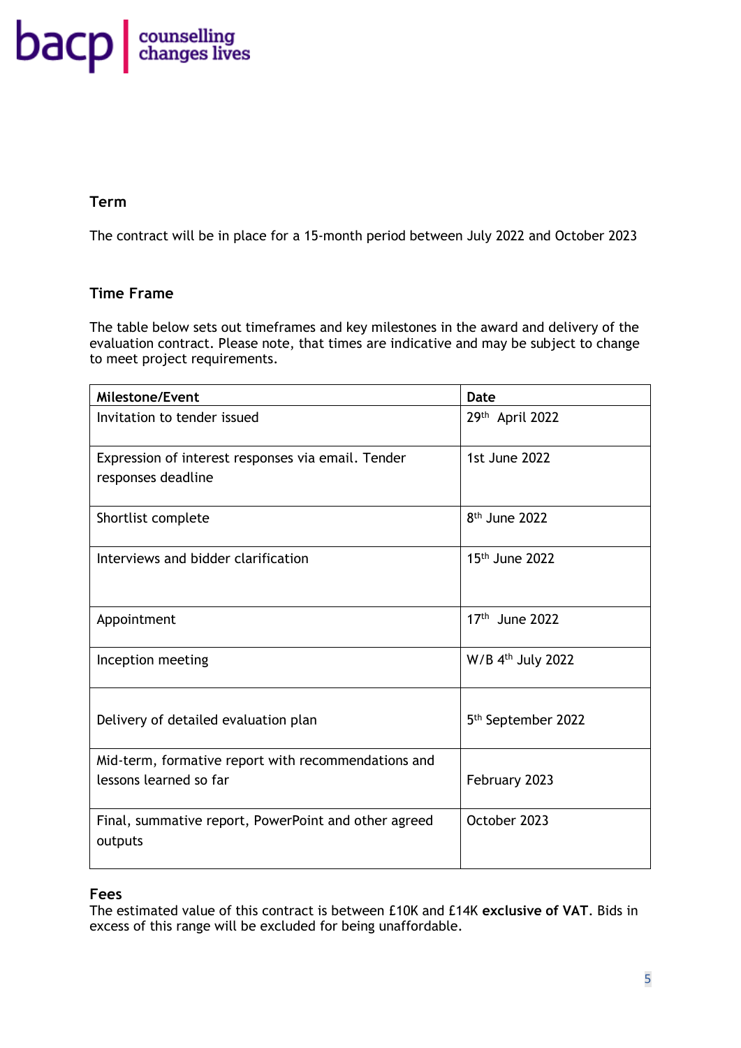## Term

The contract will be in place for a 15-month period between July 2022 and October 2023

## Time Frame

The table below sets out timeframes and key milestones in the award and delivery of the evaluation contract. Please note, that times are indicative and may be subject to change to meet project requirements.

| Milestone/Event | Date |
|---|---|
| Invitation to tender issued | 29th April 2022 |
| Expression of interest responses via email. Tender responses deadline | 1st June 2022 |
| Shortlist complete | 8th June 2022 |
| Interviews and bidder clarification | 15th June 2022 |
| Appointment | 17th June 2022 |
| Inception meeting | W/B 4th July 2022 |
| Delivery of detailed evaluation plan | 5th September 2022 |
| Mid-term, formative report with recommendations and lessons learned so far | February 2023 |
| Final, summative report, PowerPoint and other agreed outputs | October 2023 |

## Fees

The estimated value of this contract is between £10K and £14K **exclusive of VAT**. Bids in excess of this range will be excluded for being unaffordable.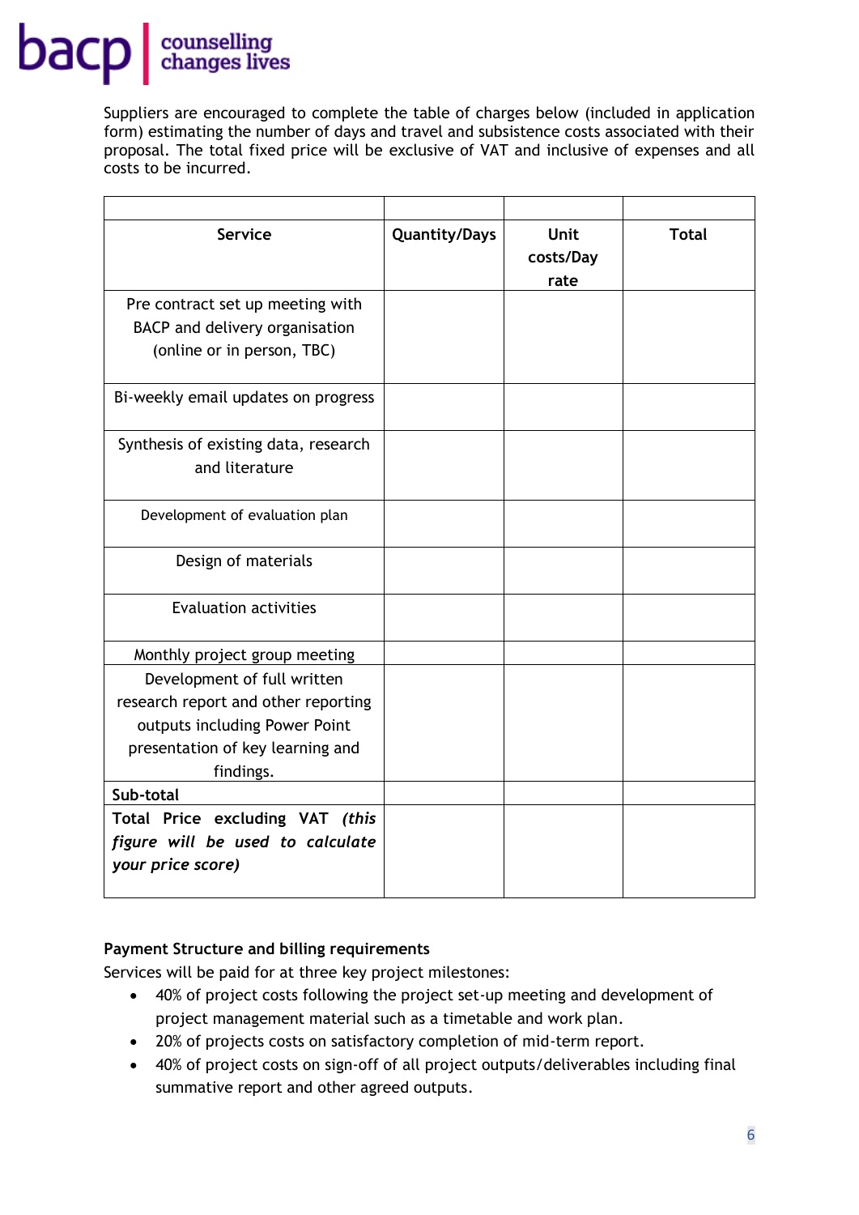Suppliers are encouraged to complete the table of charges below (included in application form) estimating the number of days and travel and subsistence costs associated with their proposal. The total fixed price will be exclusive of VAT and inclusive of expenses and all costs to be incurred.

| | | | |
|---|---|---|---|
| **Service** | **Quantity/Days** | **Unit costs/Day rate** | **Total** |
| Pre contract set up meeting with BACP and delivery organisation (online or in person, TBC) | | | |
| Bi-weekly email updates on progress | | | |
| Synthesis of existing data, research and literature | | | |
| Development of evaluation plan | | | |
| Design of materials | | | |
| Evaluation activities | | | |
| Monthly project group meeting | | | |
| Development of full written research report and other reporting outputs including Power Point presentation of key learning and findings. | | | |
| **Sub-total** | | | |
| **Total Price excluding VAT *(this figure will be used to calculate your price score)*** | | | |

**Payment Structure and billing requirements**

Services will be paid for at three key project milestones:

- 40% of project costs following the project set-up meeting and development of project management material such as a timetable and work plan.
- 20% of projects costs on satisfactory completion of mid-term report.
- 40% of project costs on sign-off of all project outputs/deliverables including final summative report and other agreed outputs.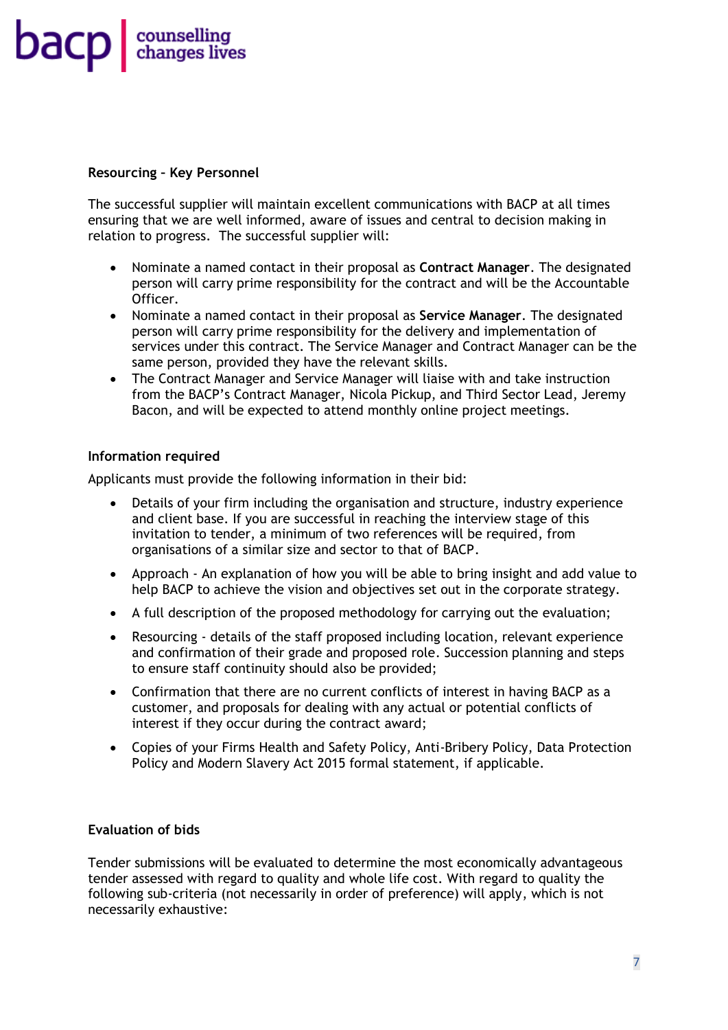**Resourcing – Key Personnel**

The successful supplier will maintain excellent communications with BACP at all times ensuring that we are well informed, aware of issues and central to decision making in relation to progress. The successful supplier will:

- Nominate a named contact in their proposal as **Contract Manager**. The designated person will carry prime responsibility for the contract and will be the Accountable Officer.
- Nominate a named contact in their proposal as **Service Manager**. The designated person will carry prime responsibility for the delivery and implementation of services under this contract. The Service Manager and Contract Manager can be the same person, provided they have the relevant skills.
- The Contract Manager and Service Manager will liaise with and take instruction from the BACP's Contract Manager, Nicola Pickup, and Third Sector Lead, Jeremy Bacon, and will be expected to attend monthly online project meetings.

**Information required**

Applicants must provide the following information in their bid:

- Details of your firm including the organisation and structure, industry experience and client base. If you are successful in reaching the interview stage of this invitation to tender, a minimum of two references will be required, from organisations of a similar size and sector to that of BACP.
- Approach - An explanation of how you will be able to bring insight and add value to help BACP to achieve the vision and objectives set out in the corporate strategy.
- A full description of the proposed methodology for carrying out the evaluation;
- Resourcing - details of the staff proposed including location, relevant experience and confirmation of their grade and proposed role. Succession planning and steps to ensure staff continuity should also be provided;
- Confirmation that there are no current conflicts of interest in having BACP as a customer, and proposals for dealing with any actual or potential conflicts of interest if they occur during the contract award;
- Copies of your Firms Health and Safety Policy, Anti-Bribery Policy, Data Protection Policy and Modern Slavery Act 2015 formal statement, if applicable.

**Evaluation of bids**

Tender submissions will be evaluated to determine the most economically advantageous tender assessed with regard to quality and whole life cost. With regard to quality the following sub-criteria (not necessarily in order of preference) will apply, which is not necessarily exhaustive: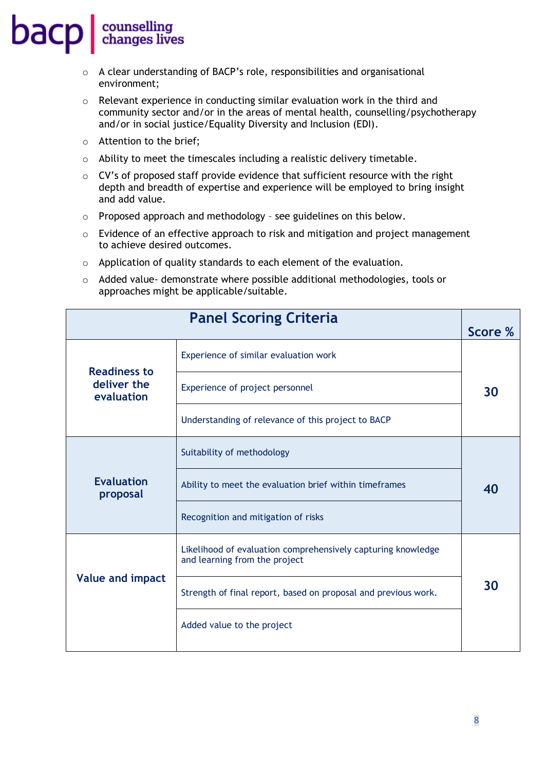- A clear understanding of BACP's role, responsibilities and organisational environment;
- Relevant experience in conducting similar evaluation work in the third and community sector and/or in the areas of mental health, counselling/psychotherapy and/or in social justice/Equality Diversity and Inclusion (EDI).
- Attention to the brief;
- Ability to meet the timescales including a realistic delivery timetable.
- CV's of proposed staff provide evidence that sufficient resource with the right depth and breadth of expertise and experience will be employed to bring insight and add value.
- Proposed approach and methodology – see guidelines on this below.
- Evidence of an effective approach to risk and mitigation and project management to achieve desired outcomes.
- Application of quality standards to each element of the evaluation.
- Added value- demonstrate where possible additional methodologies, tools or approaches might be applicable/suitable.

| Panel Scoring Criteria | | Score % |
|---|---|---|
| **Readiness to deliver the evaluation** | Experience of similar evaluation work | 30 |
| | Experience of project personnel | |
| | Understanding of relevance of this project to BACP | |
| **Evaluation proposal** | Suitability of methodology | 40 |
| | Ability to meet the evaluation brief within timeframes | |
| | Recognition and mitigation of risks | |
| **Value and impact** | Likelihood of evaluation comprehensively capturing knowledge and learning from the project | 30 |
| | Strength of final report, based on proposal and previous work. | |
| | Added value to the project | |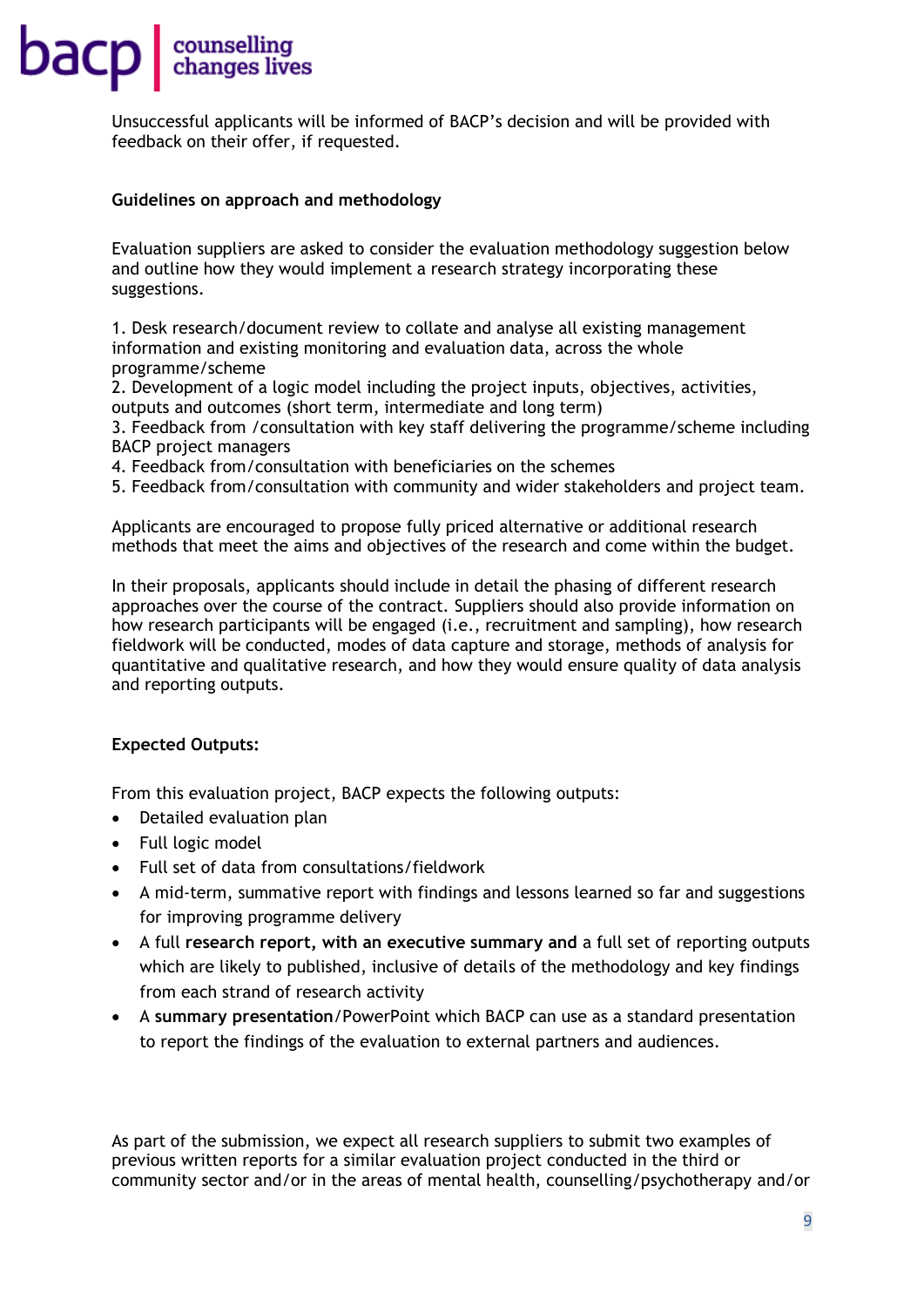Unsuccessful applicants will be informed of BACP's decision and will be provided with feedback on their offer, if requested.

**Guidelines on approach and methodology**

Evaluation suppliers are asked to consider the evaluation methodology suggestion below and outline how they would implement a research strategy incorporating these suggestions.

1. Desk research/document review to collate and analyse all existing management information and existing monitoring and evaluation data, across the whole programme/scheme
2. Development of a logic model including the project inputs, objectives, activities, outputs and outcomes (short term, intermediate and long term)
3. Feedback from /consultation with key staff delivering the programme/scheme including BACP project managers
4. Feedback from/consultation with beneficiaries on the schemes
5. Feedback from/consultation with community and wider stakeholders and project team.

Applicants are encouraged to propose fully priced alternative or additional research methods that meet the aims and objectives of the research and come within the budget.

In their proposals, applicants should include in detail the phasing of different research approaches over the course of the contract. Suppliers should also provide information on how research participants will be engaged (i.e., recruitment and sampling), how research fieldwork will be conducted, modes of data capture and storage, methods of analysis for quantitative and qualitative research, and how they would ensure quality of data analysis and reporting outputs.

**Expected Outputs:**

From this evaluation project, BACP expects the following outputs:

- Detailed evaluation plan
- Full logic model
- Full set of data from consultations/fieldwork
- A mid-term, summative report with findings and lessons learned so far and suggestions for improving programme delivery
- A full **research report, with an executive summary and** a full set of reporting outputs which are likely to published, inclusive of details of the methodology and key findings from each strand of research activity
- A **summary presentation**/PowerPoint which BACP can use as a standard presentation to report the findings of the evaluation to external partners and audiences.

As part of the submission, we expect all research suppliers to submit two examples of previous written reports for a similar evaluation project conducted in the third or community sector and/or in the areas of mental health, counselling/psychotherapy and/or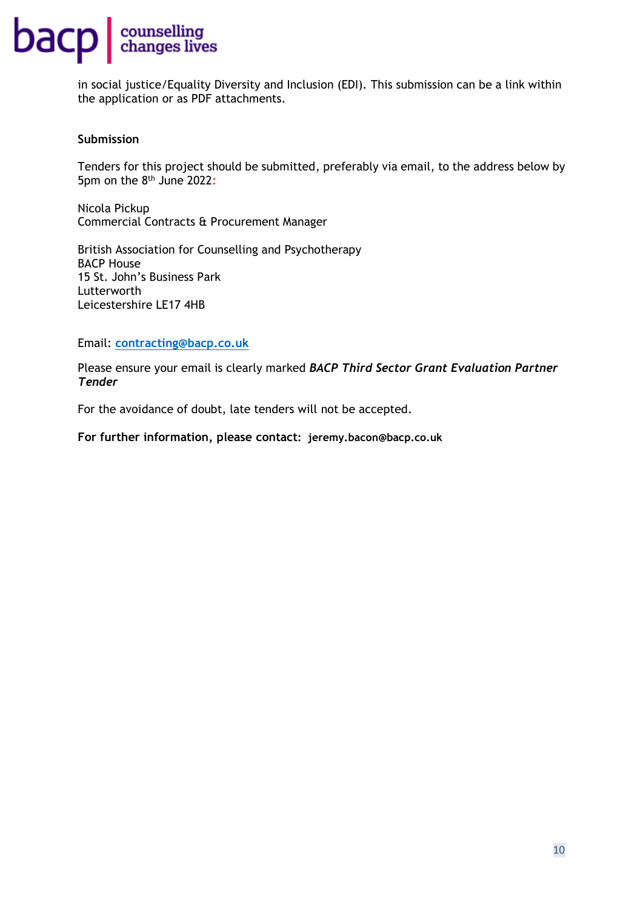in social justice/Equality Diversity and Inclusion (EDI). This submission can be a link within the application or as PDF attachments.

**Submission**

Tenders for this project should be submitted, preferably via email, to the address below by 5pm on the 8th June 2022:

Nicola Pickup
Commercial Contracts & Procurement Manager

British Association for Counselling and Psychotherapy
BACP House
15 St. John's Business Park
Lutterworth
Leicestershire LE17 4HB

Email: contracting@bacp.co.uk

Please ensure your email is clearly marked ***BACP Third Sector Grant Evaluation Partner Tender***

For the avoidance of doubt, late tenders will not be accepted.

**For further information, please contact: jeremy.bacon@bacp.co.uk**